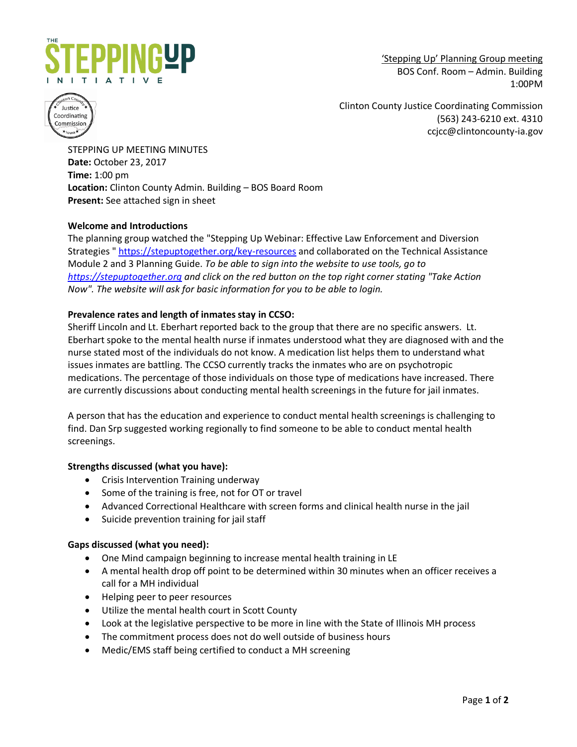'Stepping Up' Planning Group meeting
BOS Conf. Room – Admin. Building
1:00PM

Clinton County Justice Coordinating Commission
(563) 243-6210 ext. 4310
ccjcc@clintoncounty-ia.gov

STEPPING UP MEETING MINUTES
**Date:** October 23, 2017
**Time:** 1:00 pm
**Location:** Clinton County Admin. Building – BOS Board Room
**Present:** See attached sign in sheet

**Welcome and Introductions**

The planning group watched the "Stepping Up Webinar: Effective Law Enforcement and Diversion Strategies " https://stepuptogether.org/key-resources and collaborated on the Technical Assistance Module 2 and 3 Planning Guide. *To be able to sign into the website to use tools, go to https://stepuptogether.org and click on the red button on the top right corner stating "Take Action Now". The website will ask for basic information for you to be able to login.*

**Prevalence rates and length of inmates stay in CCSO:**

Sheriff Lincoln and Lt. Eberhart reported back to the group that there are no specific answers. Lt. Eberhart spoke to the mental health nurse if inmates understood what they are diagnosed with and the nurse stated most of the individuals do not know. A medication list helps them to understand what issues inmates are battling. The CCSO currently tracks the inmates who are on psychotropic medications. The percentage of those individuals on those type of medications have increased. There are currently discussions about conducting mental health screenings in the future for jail inmates.

A person that has the education and experience to conduct mental health screenings is challenging to find. Dan Srp suggested working regionally to find someone to be able to conduct mental health screenings.

**Strengths discussed (what you have):**

- Crisis Intervention Training underway
- Some of the training is free, not for OT or travel
- Advanced Correctional Healthcare with screen forms and clinical health nurse in the jail
- Suicide prevention training for jail staff

**Gaps discussed (what you need):**

- One Mind campaign beginning to increase mental health training in LE
- A mental health drop off point to be determined within 30 minutes when an officer receives a call for a MH individual
- Helping peer to peer resources
- Utilize the mental health court in Scott County
- Look at the legislative perspective to be more in line with the State of Illinois MH process
- The commitment process does not do well outside of business hours
- Medic/EMS staff being certified to conduct a MH screening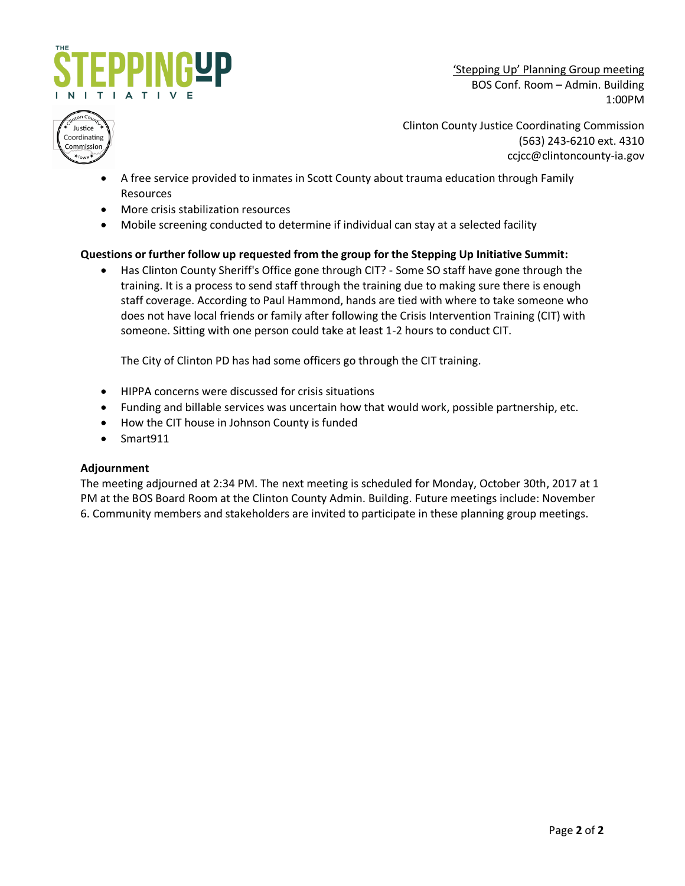- A free service provided to inmates in Scott County about trauma education through Family Resources
- More crisis stabilization resources
- Mobile screening conducted to determine if individual can stay at a selected facility

**Questions or further follow up requested from the group for the Stepping Up Initiative Summit:**

- Has Clinton County Sheriff's Office gone through CIT? - Some SO staff have gone through the training. It is a process to send staff through the training due to making sure there is enough staff coverage. According to Paul Hammond, hands are tied with where to take someone who does not have local friends or family after following the Crisis Intervention Training (CIT) with someone. Sitting with one person could take at least 1-2 hours to conduct CIT.

  The City of Clinton PD has had some officers go through the CIT training.

- HIPPA concerns were discussed for crisis situations
- Funding and billable services was uncertain how that would work, possible partnership, etc.
- How the CIT house in Johnson County is funded
- Smart911

**Adjournment**

The meeting adjourned at 2:34 PM. The next meeting is scheduled for Monday, October 30th, 2017 at 1 PM at the BOS Board Room at the Clinton County Admin. Building. Future meetings include: November 6. Community members and stakeholders are invited to participate in these planning group meetings.